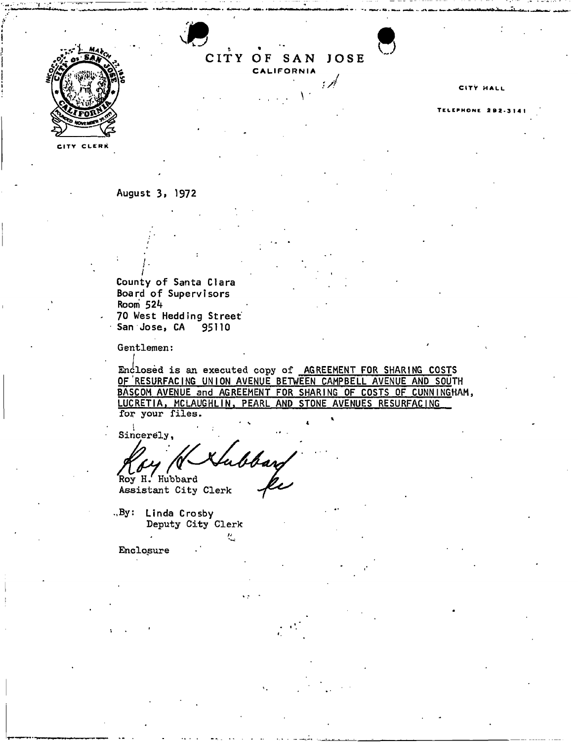CITY CLERK

# CITY OF SAN JOSE

CALIFORNIA

CITY HALL

TELEPHONE 292-3141

August 3, 1972

County of Santa Clara
Board of Supervisors
Room 524
70 West Hedding Street
San Jose, CA 95110

Gentlemen:

Enclosed is an executed copy of AGREEMENT FOR SHARING COSTS OF RESURFACING UNION AVENUE BETWEEN CAMPBELL AVENUE AND SOUTH BASCOM AVENUE and AGREEMENT FOR SHARING OF COSTS OF CUNNINGHAM, LUCRETIA, MCLAUGHLIN, PEARL AND STONE AVENUES RESURFACING for your files.

Sincerely,

Roy H. Hubbard
Assistant City Clerk

By: Linda Crosby
Deputy City Clerk

Enclosure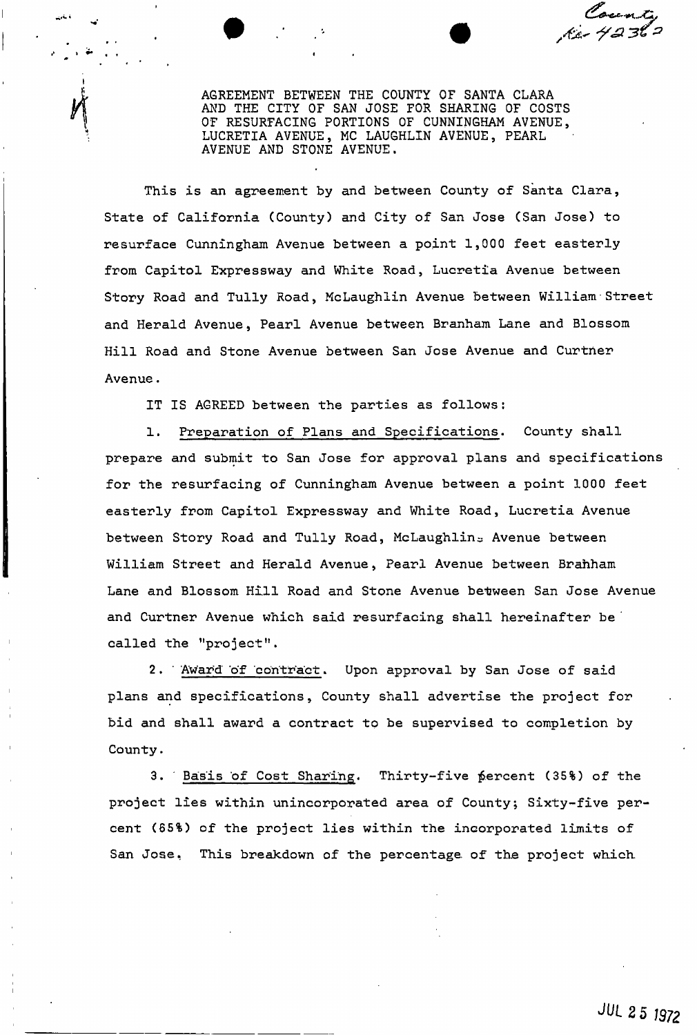AGREEMENT BETWEEN THE COUNTY OF SANTA CLARA AND THE CITY OF SAN JOSE FOR SHARING OF COSTS OF RESURFACING PORTIONS OF CUNNINGHAM AVENUE, LUCRETIA AVENUE, MC LAUGHLIN AVENUE, PEARL AVENUE AND STONE AVENUE.

This is an agreement by and between County of Santa Clara, State of California (County) and City of San Jose (San Jose) to resurface Cunningham Avenue between a point 1,000 feet easterly from Capitol Expressway and White Road, Lucretia Avenue between Story Road and Tully Road, McLaughlin Avenue between William Street and Herald Avenue, Pearl Avenue between Branham Lane and Blossom Hill Road and Stone Avenue between San Jose Avenue and Curtner Avenue.

IT IS AGREED between the parties as follows:

1. Preparation of Plans and Specifications. County shall prepare and submit to San Jose for approval plans and specifications for the resurfacing of Cunningham Avenue between a point 1000 feet easterly from Capitol Expressway and White Road, Lucretia Avenue between Story Road and Tully Road, McLaughlin Avenue between William Street and Herald Avenue, Pearl Avenue between Branham Lane and Blossom Hill Road and Stone Avenue between San Jose Avenue and Curtner Avenue which said resurfacing shall hereinafter be called the "project".

2. Award of contract. Upon approval by San Jose of said plans and specifications, County shall advertise the project for bid and shall award a contract to be supervised to completion by County.

3. Basis of Cost Sharing. Thirty-five percent (35%) of the project lies within unincorporated area of County; Sixty-five percent (65%) of the project lies within the incorporated limits of San Jose. This breakdown of the percentage of the project which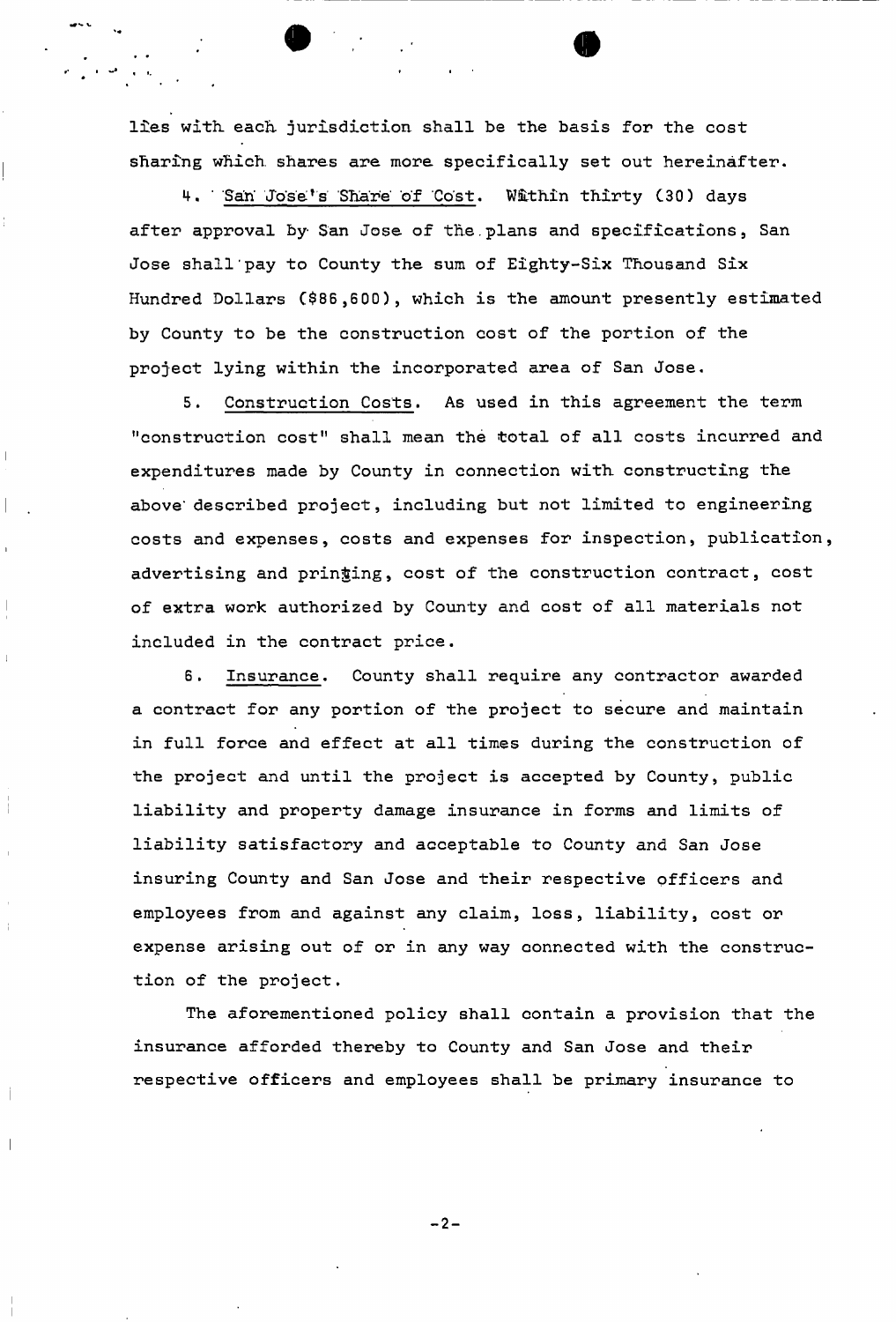lies with each jurisdiction shall be the basis for the cost sharing which shares are more specifically set out hereinafter.

4. San Jose's Share of Cost. Within thirty (30) days after approval by San Jose of the plans and specifications, San Jose shall pay to County the sum of Eighty-Six Thousand Six Hundred Dollars ($86,600), which is the amount presently estimated by County to be the construction cost of the portion of the project lying within the incorporated area of San Jose.

5. Construction Costs. As used in this agreement the term "construction cost" shall mean the total of all costs incurred and expenditures made by County in connection with constructing the above described project, including but not limited to engineering costs and expenses, costs and expenses for inspection, publication, advertising and printing, cost of the construction contract, cost of extra work authorized by County and cost of all materials not included in the contract price.

6. Insurance. County shall require any contractor awarded a contract for any portion of the project to secure and maintain in full force and effect at all times during the construction of the project and until the project is accepted by County, public liability and property damage insurance in forms and limits of liability satisfactory and acceptable to County and San Jose insuring County and San Jose and their respective officers and employees from and against any claim, loss, liability, cost or expense arising out of or in any way connected with the construction of the project.

The aforementioned policy shall contain a provision that the insurance afforded thereby to County and San Jose and their respective officers and employees shall be primary insurance to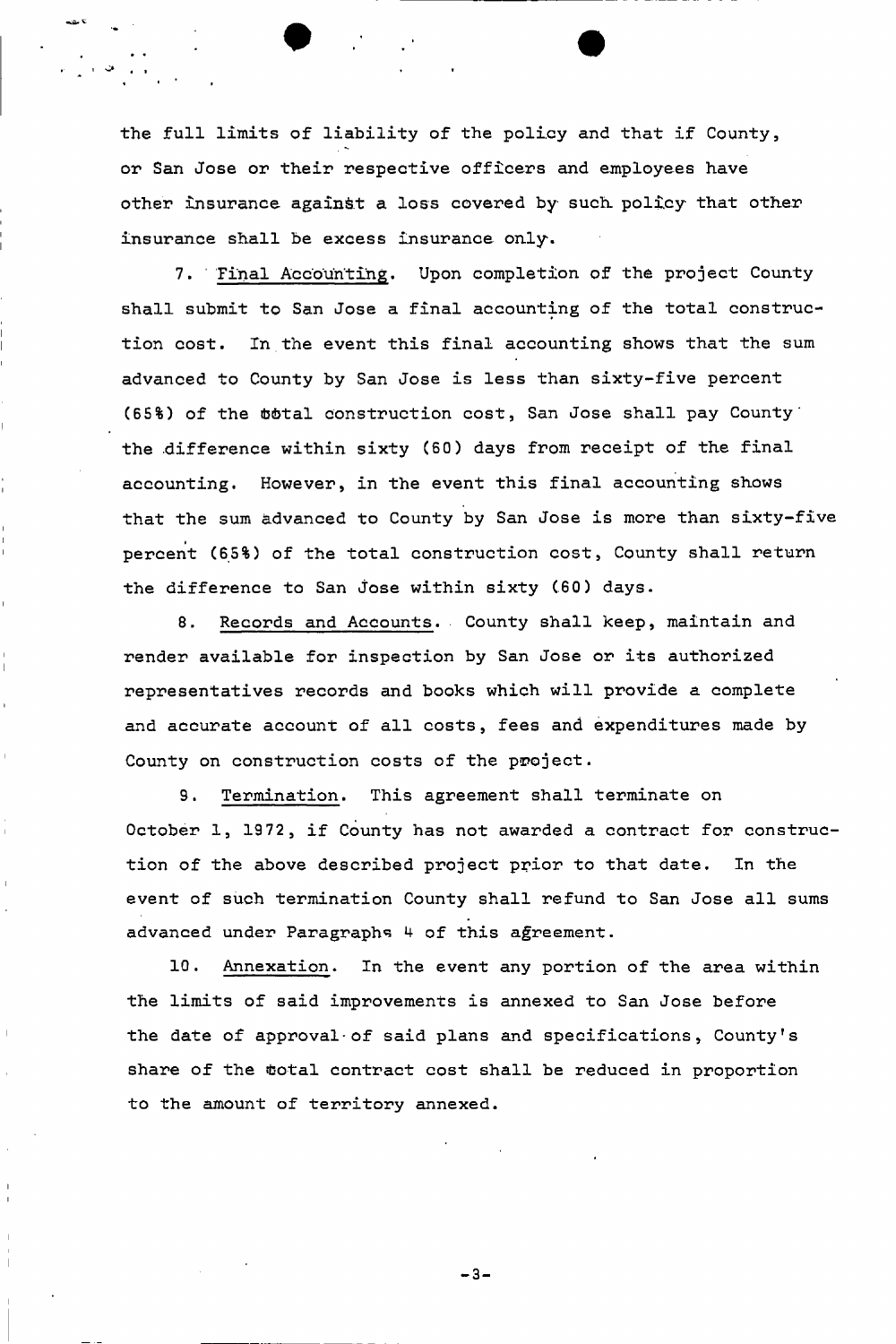the full limits of liability of the policy and that if County, or San Jose or their respective officers and employees have other insurance against a loss covered by such policy that other insurance shall be excess insurance only.

7. Final Accounting. Upon completion of the project County shall submit to San Jose a final accounting of the total construction cost. In the event this final accounting shows that the sum advanced to County by San Jose is less than sixty-five percent (65%) of the total construction cost, San Jose shall pay County the difference within sixty (60) days from receipt of the final accounting. However, in the event this final accounting shows that the sum advanced to County by San Jose is more than sixty-five percent (65%) of the total construction cost, County shall return the difference to San Jose within sixty (60) days.

8. Records and Accounts. County shall keep, maintain and render available for inspection by San Jose or its authorized representatives records and books which will provide a complete and accurate account of all costs, fees and expenditures made by County on construction costs of the project.

9. Termination. This agreement shall terminate on October 1, 1972, if County has not awarded a contract for construction of the above described project prior to that date. In the event of such termination County shall refund to San Jose all sums advanced under Paragraphs 4 of this agreement.

10. Annexation. In the event any portion of the area within the limits of said improvements is annexed to San Jose before the date of approval of said plans and specifications, County's share of the total contract cost shall be reduced in proportion to the amount of territory annexed.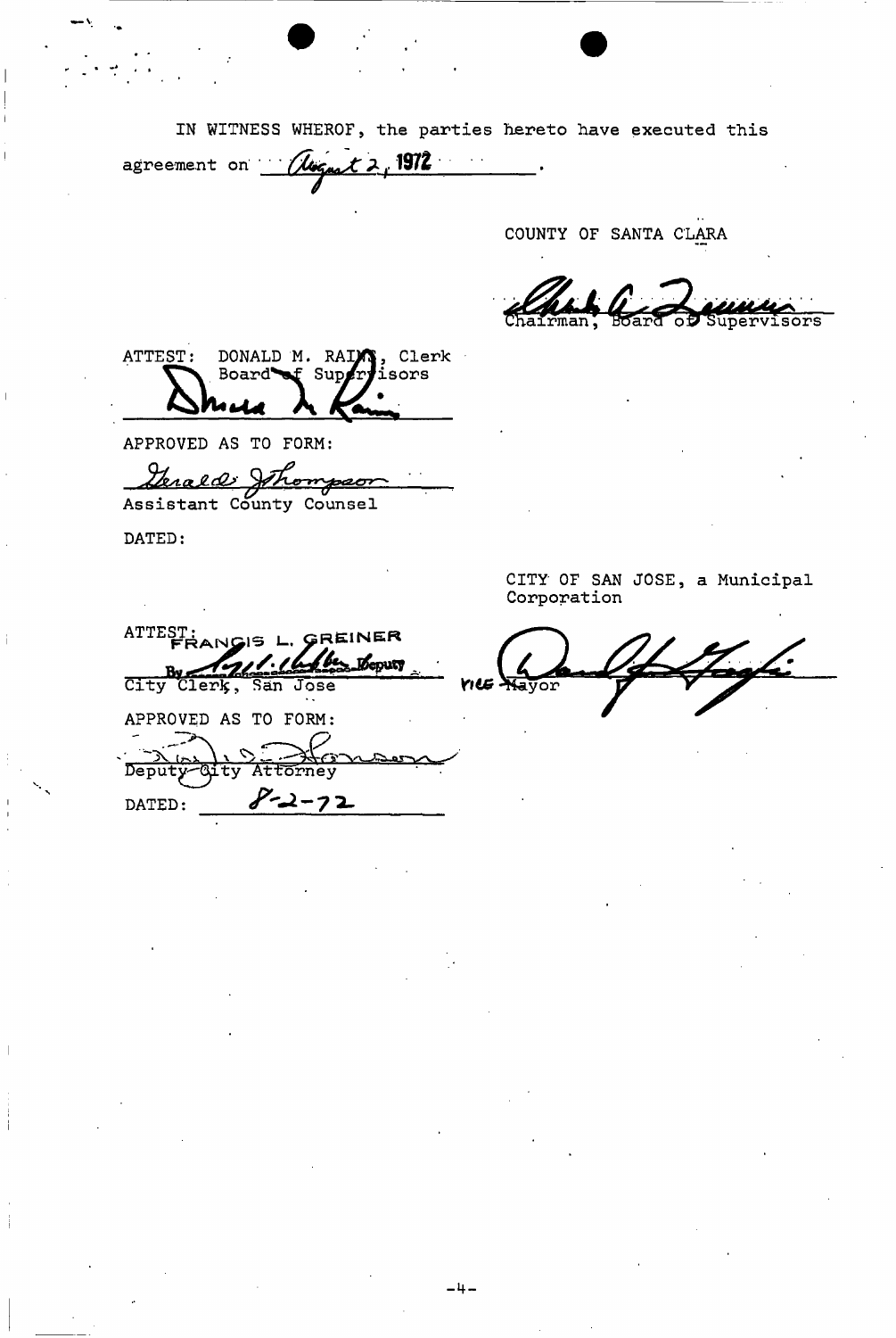IN WITNESS WHEREOF, the parties hereto have executed this agreement on August 2, 1972.

COUNTY OF SANTA CLARA

Chairman, Board of Supervisors

ATTEST: DONALD M. RAINS, Clerk
Board of Supervisors

APPROVED AS TO FORM:

Gerald Thompson
Assistant County Counsel

DATED:

CITY OF SAN JOSE, a Municipal Corporation

Vice Mayor

ATTEST: FRANCIS L. GREINER
By ______ Deputy
City Clerk, San Jose

APPROVED AS TO FORM:

Deputy City Attorney

DATED: 8-2-72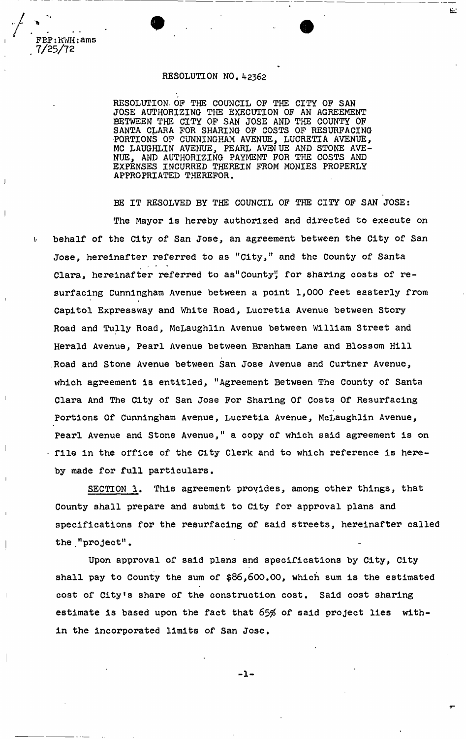FEP:KWH:ams
7/25/72

RESOLUTION NO. 42362

RESOLUTION OF THE COUNCIL OF THE CITY OF SAN JOSE AUTHORIZING THE EXECUTION OF AN AGREEMENT BETWEEN THE CITY OF SAN JOSE AND THE COUNTY OF SANTA CLARA FOR SHARING OF COSTS OF RESURFACING PORTIONS OF CUNNINGHAM AVENUE, LUCRETIA AVENUE, MC LAUGHLIN AVENUE, PEARL AVENUE AND STONE AVENUE, AND AUTHORIZING PAYMENT FOR THE COSTS AND EXPENSES INCURRED THEREIN FROM MONIES PROPERLY APPROPRIATED THEREFOR.

BE IT RESOLVED BY THE COUNCIL OF THE CITY OF SAN JOSE:

The Mayor is hereby authorized and directed to execute on behalf of the City of San Jose, an agreement between the City of San Jose, hereinafter referred to as "City," and the County of Santa Clara, hereinafter referred to as "County", for sharing costs of resurfacing Cunningham Avenue between a point 1,000 feet easterly from Capitol Expressway and White Road, Lucretia Avenue between Story Road and Tully Road, McLaughlin Avenue between William Street and Herald Avenue, Pearl Avenue between Branham Lane and Blossom Hill Road and Stone Avenue between San Jose Avenue and Curtner Avenue, which agreement is entitled, "Agreement Between The County of Santa Clara And The City of San Jose For Sharing Of Costs Of Resurfacing Portions Of Cunningham Avenue, Lucretia Avenue, McLaughlin Avenue, Pearl Avenue and Stone Avenue," a copy of which said agreement is on file in the office of the City Clerk and to which reference is hereby made for full particulars.

SECTION 1. This agreement provides, among other things, that County shall prepare and submit to City for approval plans and specifications for the resurfacing of said streets, hereinafter called the "project".

Upon approval of said plans and specifications by City, City shall pay to County the sum of $86,600.00, which sum is the estimated cost of City's share of the construction cost. Said cost sharing estimate is based upon the fact that 65% of said project lies within the incorporated limits of San Jose.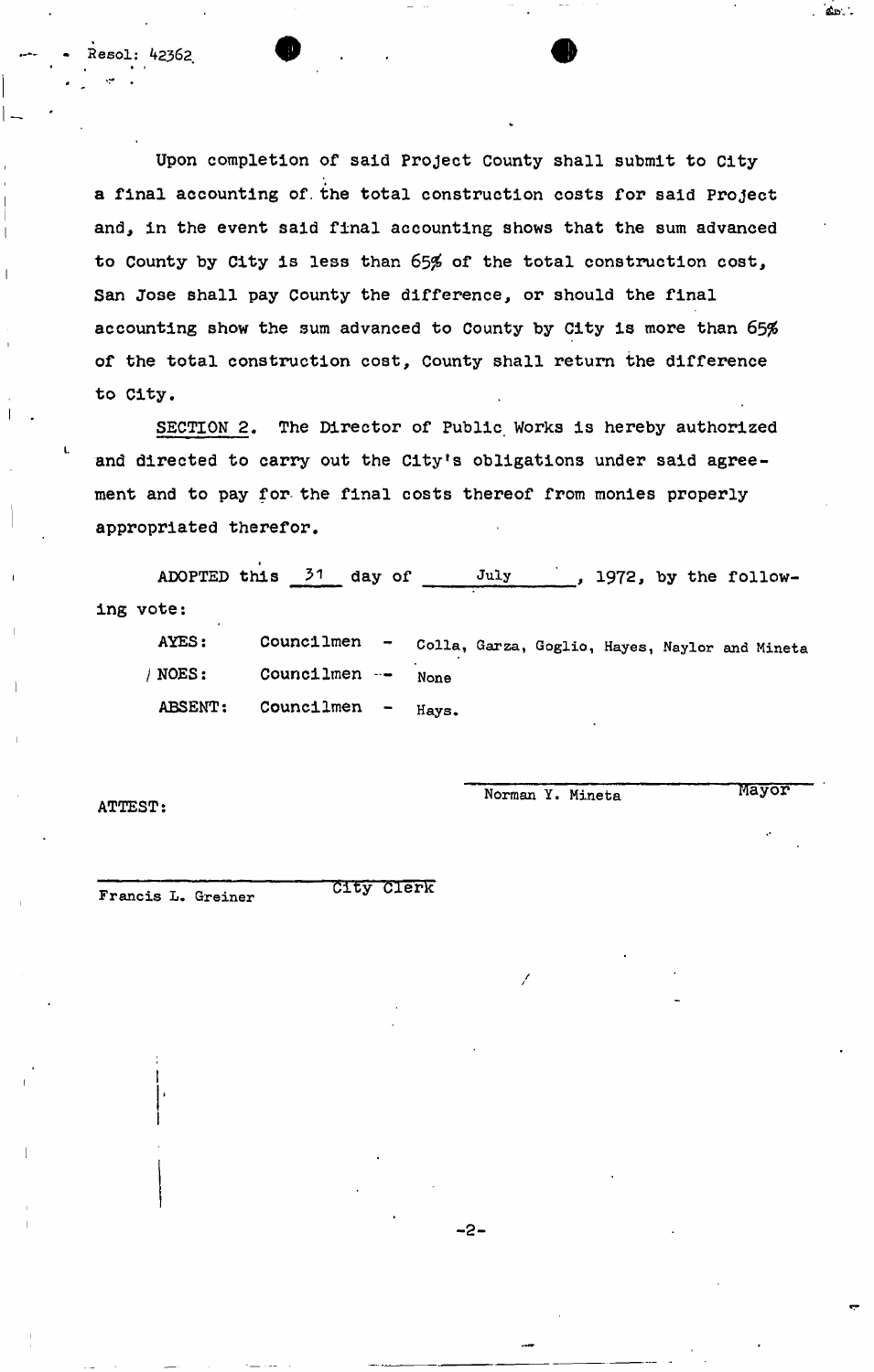Resol: 42362

Upon completion of said Project County shall submit to City a final accounting of the total construction costs for said Project and, in the event said final accounting shows that the sum advanced to County by City is less than 65% of the total construction cost, San Jose shall pay County the difference, or should the final accounting show the sum advanced to County by City is more than 65% of the total construction cost, County shall return the difference to City.

SECTION 2. The Director of Public Works is hereby authorized and directed to carry out the City's obligations under said agreement and to pay for the final costs thereof from monies properly appropriated therefor.

ADOPTED this 31 day of July, 1972, by the following vote:

AYES: Councilmen - Colla, Garza, Goglio, Hayes, Naylor and Mineta

NOES: Councilmen - None

ABSENT: Councilmen - Hays.

Norman Y. Mineta, Mayor

ATTEST:

Francis L. Greiner, City Clerk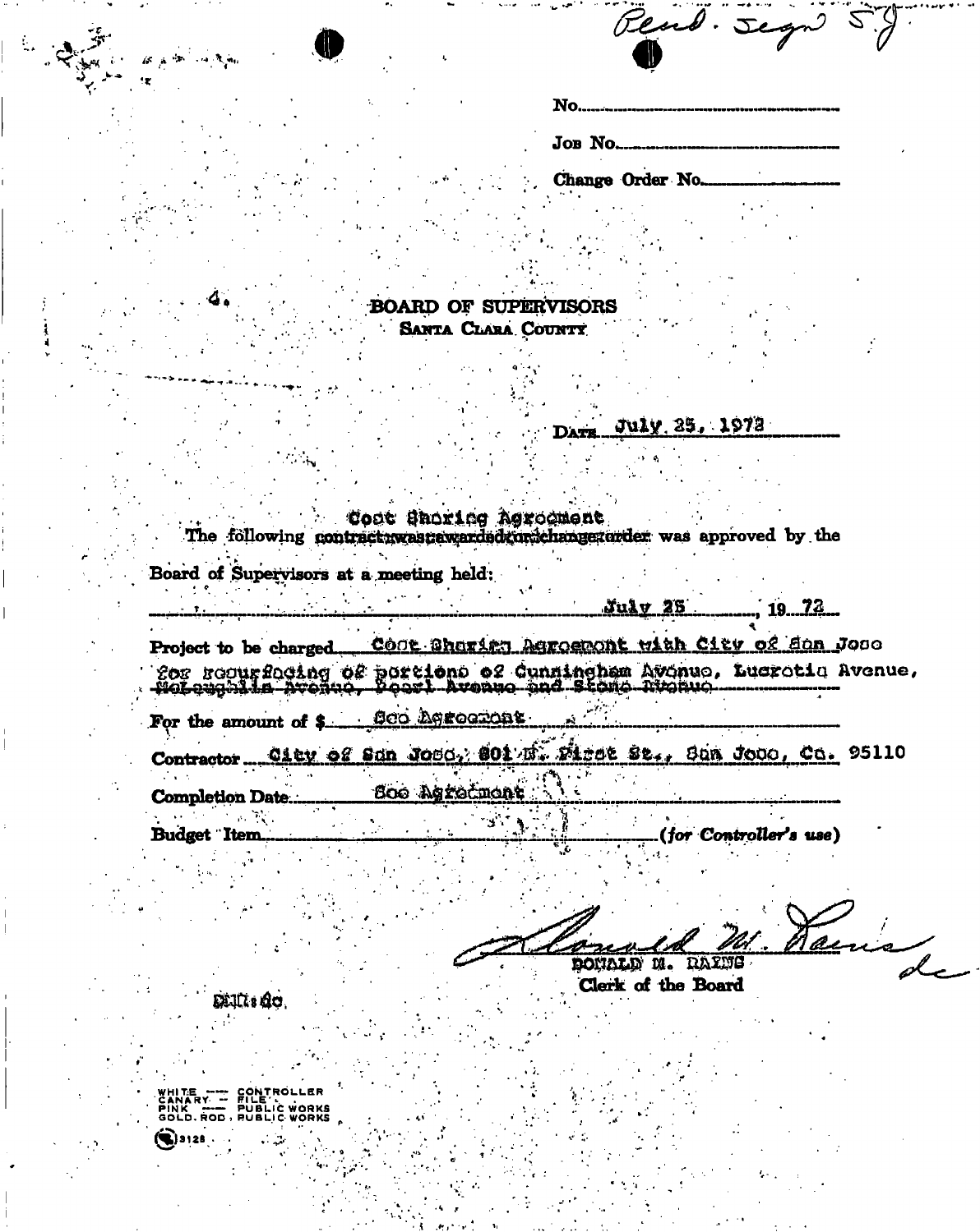Recd. Segn S.J.

No.

Job No.

Change Order No.

4.

# BOARD OF SUPERVISORS
## SANTA CLARA COUNTY

DATE July 25, 1972

Cost Sharing Agreement

The following ~~contract was awarded or change order~~ was approved by the Board of Supervisors at a meeting held:

July 25, 19 72

Project to be charged Cost Sharing Agreement with City of San Jose for resurfacing of portions of Cunningham Avenue, Lucretia Avenue, McLaughlin Avenue, Pearl Avenue and Stone Avenue

For the amount of $ See Agreement

Contractor City of San Jose, 801 N. First St., San Jose, Ca. 95110

Completion Date See Agreement

Budget Item (*for Controller's use*)

Donald M. Rains
DONALD M. RAINS
Clerk of the Board

DMR:dc

WHITE — CONTROLLER
CANARY — FILE
PINK — PUBLIC WORKS
GOLD. ROD — PUBLIC WORKS

3128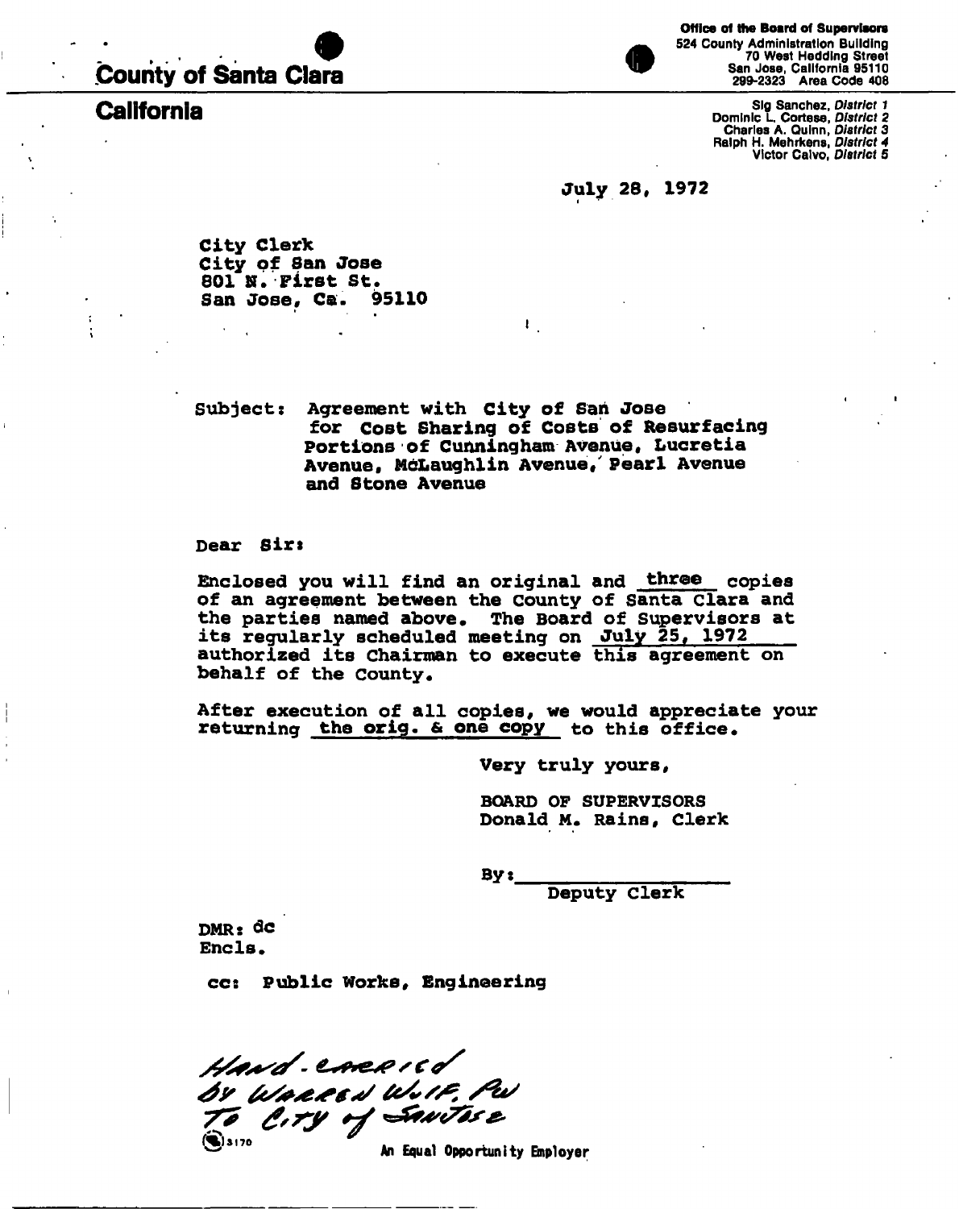**County of Santa Clara**

**California**

**Office of the Board of Supervisors**
524 County Administration Building
70 West Hedding Street
San Jose, California 95110
299-2323 Area Code 408

Sig Sanchez, *District 1*
Dominic L. Cortese, *District 2*
Charles A. Quinn, *District 3*
Ralph H. Mehrkens, *District 4*
Victor Calvo, *District 5*

July 28, 1972

City Clerk
City of San Jose
801 N. First St.
San Jose, Ca. 95110

Subject: Agreement with City of San Jose for Cost Sharing of Costs of Resurfacing Portions of Cunningham Avenue, Lucretia Avenue, McLaughlin Avenue, Pearl Avenue and Stone Avenue

Dear Sir:

Enclosed you will find an original and three copies of an agreement between the County of Santa Clara and the parties named above. The Board of Supervisors at its regularly scheduled meeting on July 25, 1972 authorized its Chairman to execute this agreement on behalf of the County.

After execution of all copies, we would appreciate your returning the orig. & one copy to this office.

Very truly yours,

BOARD OF SUPERVISORS
Donald M. Rains, Clerk

By: ____________________
Deputy Clerk

DMR: dc
Encls.

cc: Public Works, Engineering

Hand-carried by Warren Wolf, PW To City of San Jose

3170

An Equal Opportunity Employer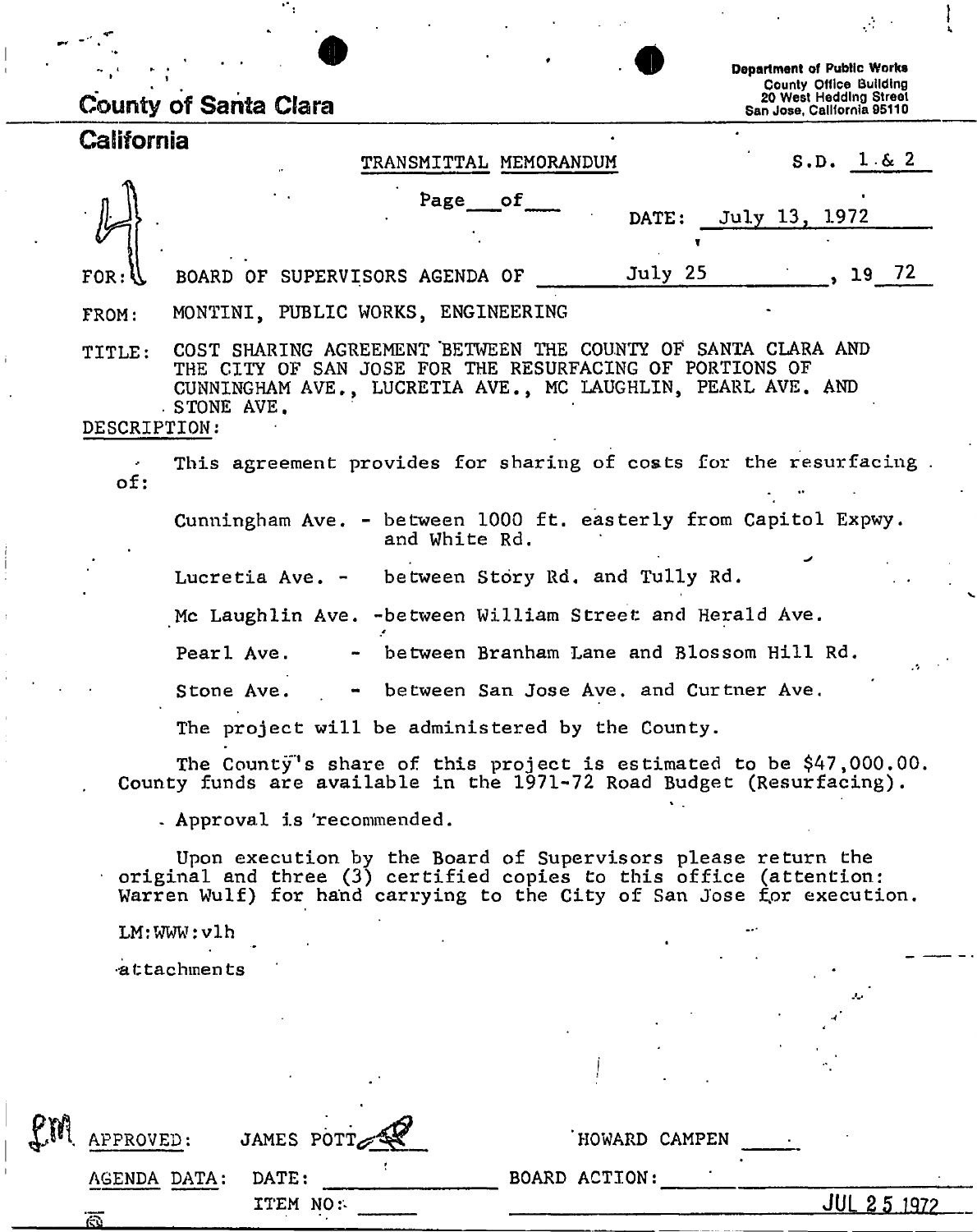County of Santa Clara

California

Department of Public Works
County Office Building
20 West Hedding Street
San Jose, California 95110

TRANSMITTAL MEMORANDUM

S.D. 1 & 2

Page ___ of ___

DATE: July 13, 1972

FOR: BOARD OF SUPERVISORS AGENDA OF July 25, 19 72

FROM: MONTINI, PUBLIC WORKS, ENGINEERING

TITLE: COST SHARING AGREEMENT BETWEEN THE COUNTY OF SANTA CLARA AND THE CITY OF SAN JOSE FOR THE RESURFACING OF PORTIONS OF CUNNINGHAM AVE., LUCRETIA AVE., MC LAUGHLIN, PEARL AVE. AND STONE AVE.

DESCRIPTION:

This agreement provides for sharing of costs for the resurfacing of:

Cunningham Ave. - between 1000 ft. easterly from Capitol Expwy. and White Rd.

Lucretia Ave. - between Story Rd. and Tully Rd.

Mc Laughlin Ave. - between William Street and Herald Ave.

Pearl Ave. - between Branham Lane and Blossom Hill Rd.

Stone Ave. - between San Jose Ave. and Curtner Ave.

The project will be administered by the County.

The County's share of this project is estimated to be $47,000.00. County funds are available in the 1971-72 Road Budget (Resurfacing).

Approval is recommended.

Upon execution by the Board of Supervisors please return the original and three (3) certified copies to this office (attention: Warren Wulf) for hand carrying to the City of San Jose for execution.

LM:WWW:vlh

attachments

APPROVED: JAMES POTT HOWARD CAMPEN

AGENDA DATA: DATE: BOARD ACTION:

ITEM NO: JUL 25 1972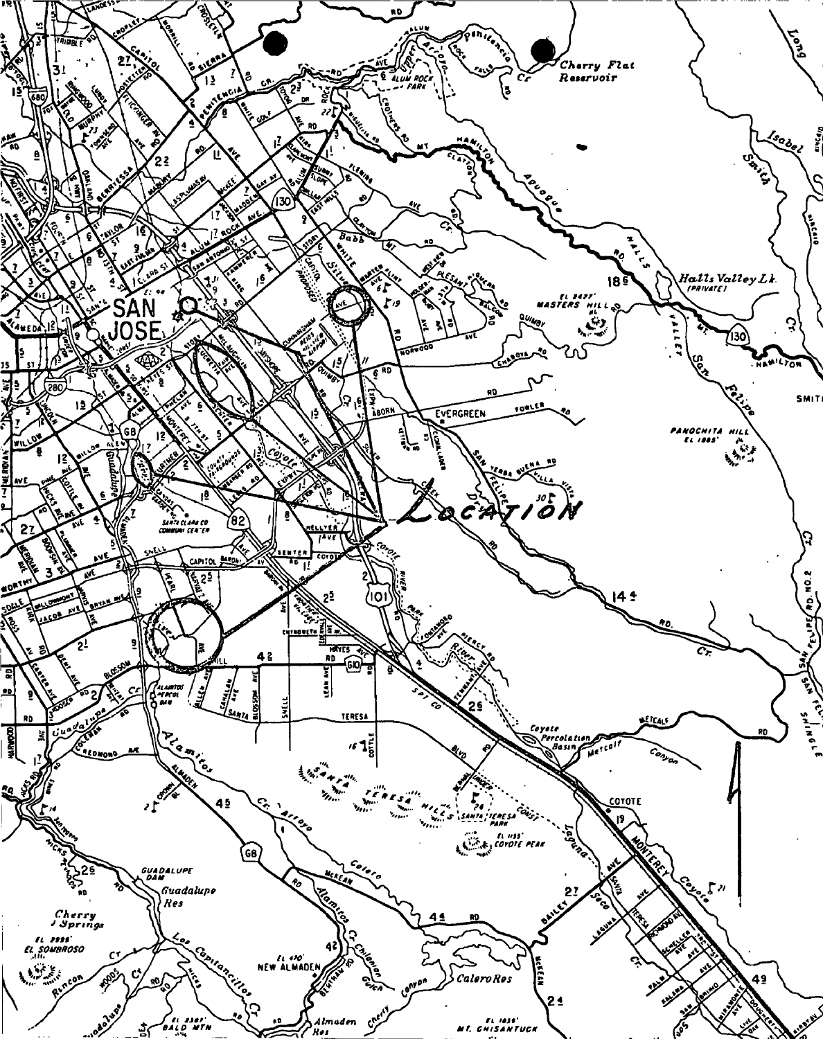LOCATION